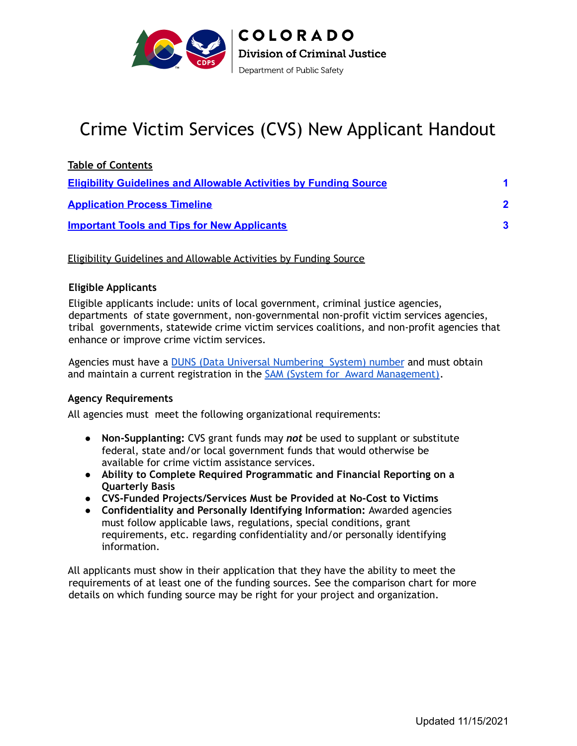COLORADO
Division of Criminal Justice
Department of Public Safety

# Crime Victim Services (CVS) New Applicant Handout

**Table of Contents**

| | |
|---|---|
| [Eligibility Guidelines and Allowable Activities by Funding Source] | 1 |
| [Application Process Timeline] | 2 |
| [Important Tools and Tips for New Applicants] | 3 |

## Eligibility Guidelines and Allowable Activities by Funding Source

### Eligible Applicants

Eligible applicants include: units of local government, criminal justice agencies, departments of state government, non-governmental non-profit victim services agencies, tribal governments, statewide crime victim services coalitions, and non-profit agencies that enhance or improve crime victim services.

Agencies must have a DUNS (Data Universal Numbering System) number and must obtain and maintain a current registration in the SAM (System for Award Management).

### Agency Requirements

All agencies must meet the following organizational requirements:

- **Non-Supplanting:** CVS grant funds may ***not*** be used to supplant or substitute federal, state and/or local government funds that would otherwise be available for crime victim assistance services.
- **Ability to Complete Required Programmatic and Financial Reporting on a Quarterly Basis**
- **CVS-Funded Projects/Services Must be Provided at No-Cost to Victims**
- **Confidentiality and Personally Identifying Information:** Awarded agencies must follow applicable laws, regulations, special conditions, grant requirements, etc. regarding confidentiality and/or personally identifying information.

All applicants must show in their application that they have the ability to meet the requirements of at least one of the funding sources. See the comparison chart for more details on which funding source may be right for your project and organization.

Updated 11/15/2021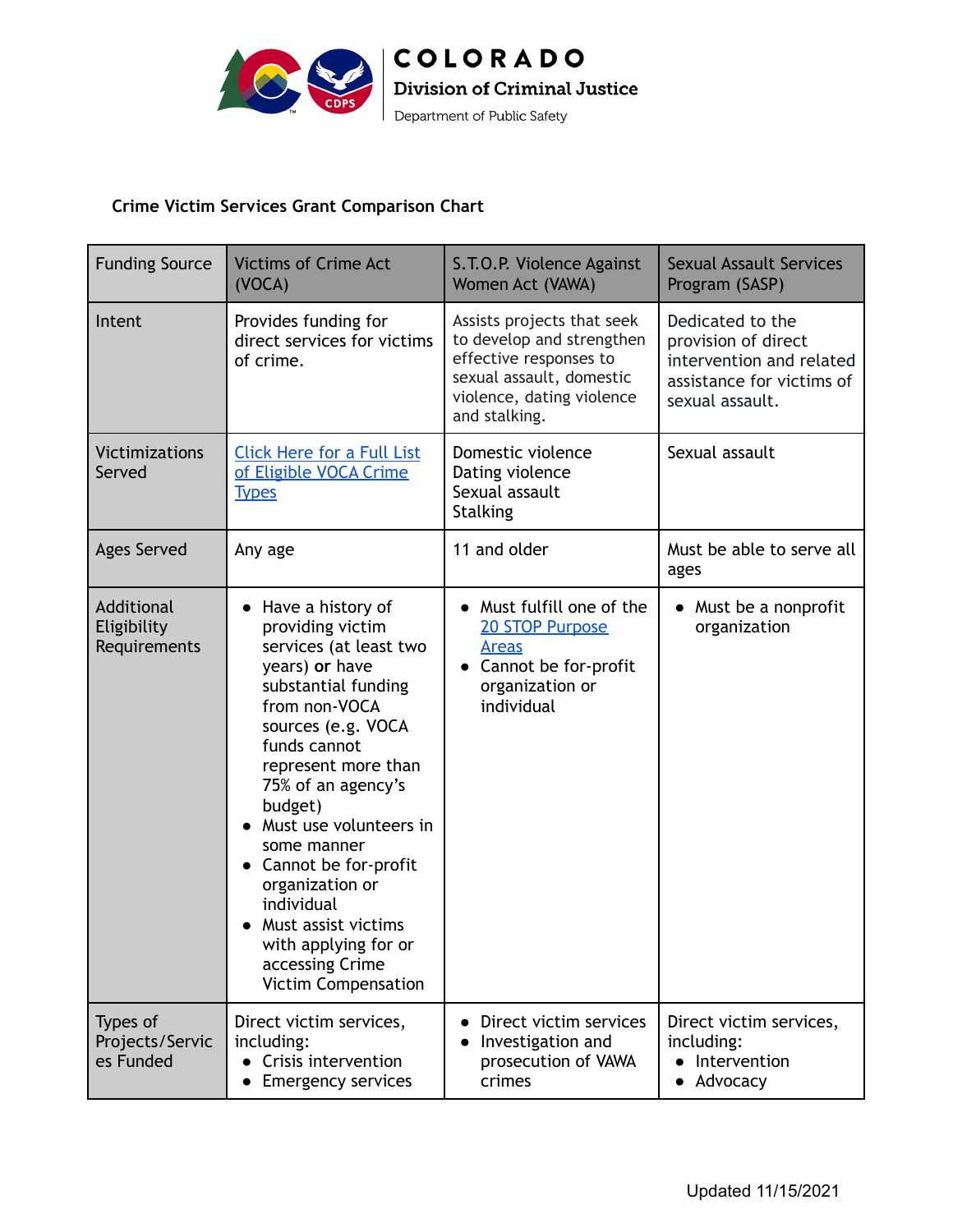Colorado Division of Criminal Justice
Department of Public Safety

**Crime Victim Services Grant Comparison Chart**

| Funding Source | Victims of Crime Act (VOCA) | S.T.O.P. Violence Against Women Act (VAWA) | Sexual Assault Services Program (SASP) |
|---|---|---|---|
| Intent | Provides funding for direct services for victims of crime. | Assists projects that seek to develop and strengthen effective responses to sexual assault, domestic violence, dating violence and stalking. | Dedicated to the provision of direct intervention and related assistance for victims of sexual assault. |
| Victimizations Served | [Click Here for a Full List of Eligible VOCA Crime Types] | Domestic violence<br>Dating violence<br>Sexual assault<br>Stalking | Sexual assault |
| Ages Served | Any age | 11 and older | Must be able to serve all ages |
| Additional Eligibility Requirements | • Have a history of providing victim services (at least two years) **or** have substantial funding from non-VOCA sources (e.g. VOCA funds cannot represent more than 75% of an agency's budget)<br>• Must use volunteers in some manner<br>• Cannot be for-profit organization or individual<br>• Must assist victims with applying for or accessing Crime Victim Compensation | • Must fulfill one of the [20 STOP Purpose Areas]<br>• Cannot be for-profit organization or individual | • Must be a nonprofit organization |
| Types of Projects/Services Funded | Direct victim services, including:<br>• Crisis intervention<br>• Emergency services | • Direct victim services<br>• Investigation and prosecution of VAWA crimes | Direct victim services, including:<br>• Intervention<br>• Advocacy |

Updated 11/15/2021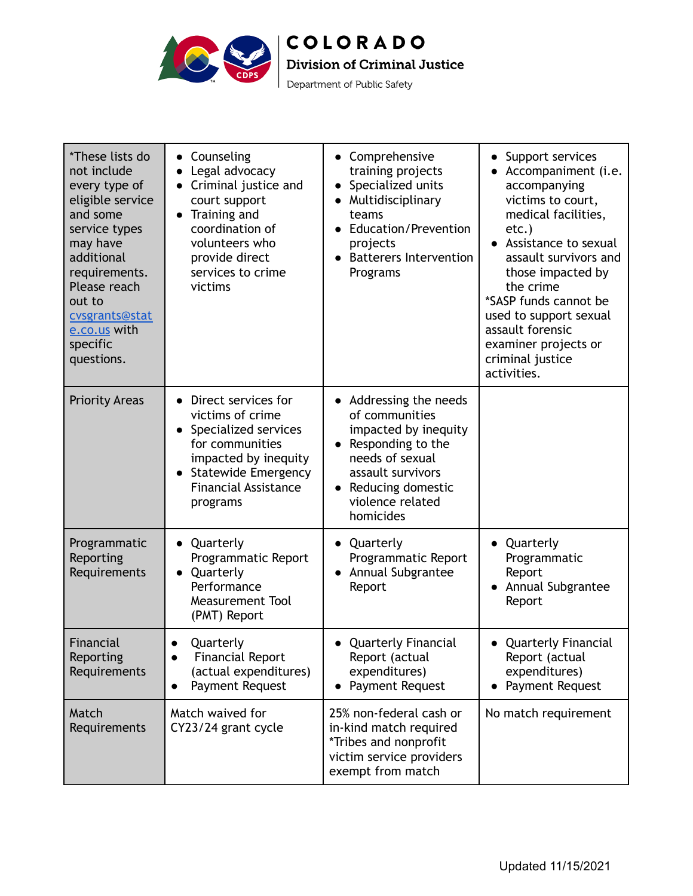| *These lists do not include every type of eligible service and some service types may have additional requirements. Please reach out to cvsgrants@state.co.us with specific questions. | • Counseling<br>• Legal advocacy<br>• Criminal justice and court support<br>• Training and coordination of volunteers who provide direct services to crime victims | • Comprehensive training projects<br>• Specialized units<br>• Multidisciplinary teams<br>• Education/Prevention projects<br>• Batterers Intervention Programs | • Support services<br>• Accompaniment (i.e. accompanying victims to court, medical facilities, etc.)<br>• Assistance to sexual assault survivors and those impacted by the crime<br>*SASP funds cannot be used to support sexual assault forensic examiner projects or criminal justice activities. |
|---|---|---|---|
| Priority Areas | • Direct services for victims of crime<br>• Specialized services for communities impacted by inequity<br>• Statewide Emergency Financial Assistance programs | • Addressing the needs of communities impacted by inequity<br>• Responding to the needs of sexual assault survivors<br>• Reducing domestic violence related homicides | |
| Programmatic Reporting Requirements | • Quarterly Programmatic Report<br>• Quarterly Performance Measurement Tool (PMT) Report | • Quarterly Programmatic Report<br>• Annual Subgrantee Report | • Quarterly Programmatic Report<br>• Annual Subgrantee Report |
| Financial Reporting Requirements | • Quarterly<br>• Financial Report (actual expenditures)<br>• Payment Request | • Quarterly Financial Report (actual expenditures)<br>• Payment Request | • Quarterly Financial Report (actual expenditures)<br>• Payment Request |
| Match Requirements | Match waived for CY23/24 grant cycle | 25% non-federal cash or in-kind match required<br>*Tribes and nonprofit victim service providers exempt from match | No match requirement |

Updated 11/15/2021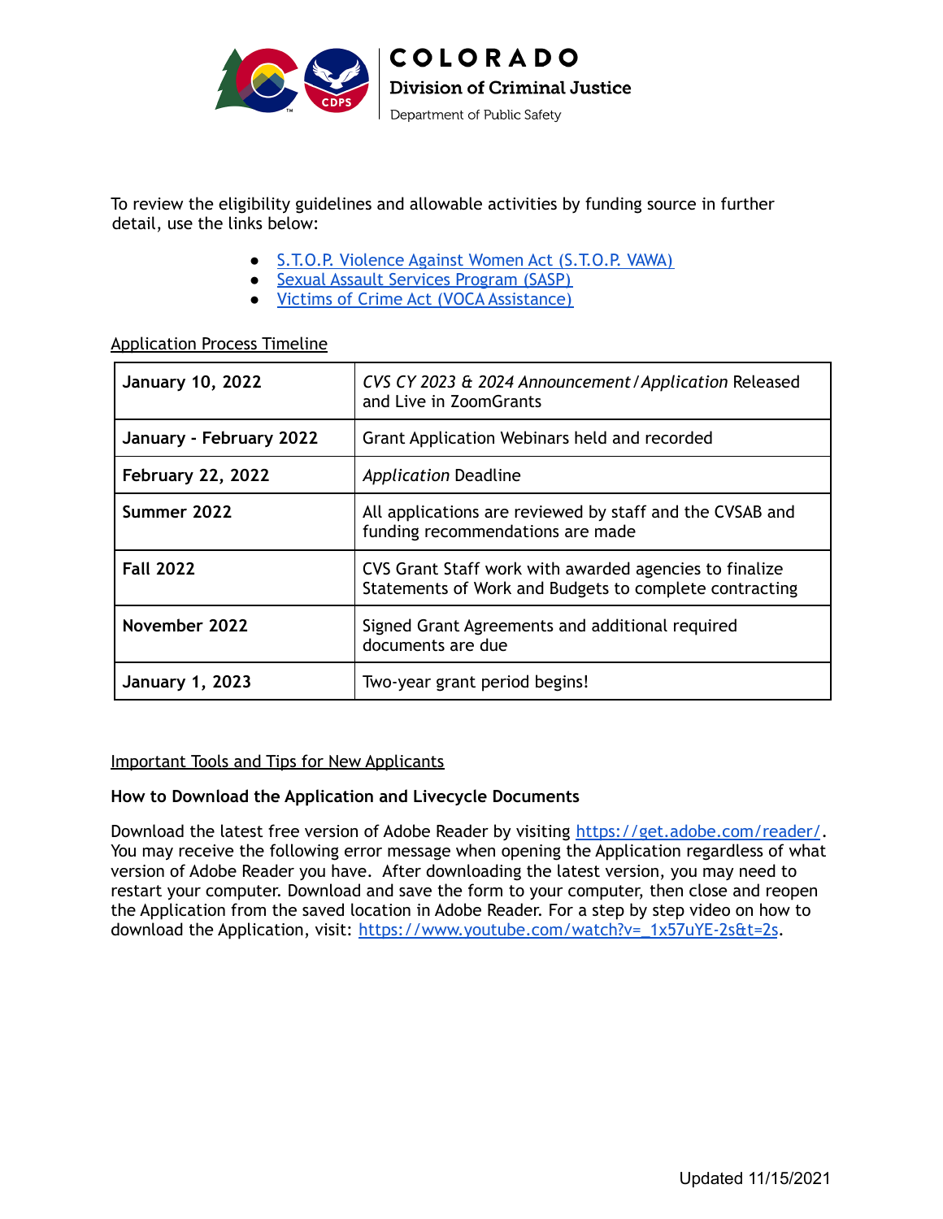To review the eligibility guidelines and allowable activities by funding source in further detail, use the links below:

- S.T.O.P. Violence Against Women Act (S.T.O.P. VAWA)
- Sexual Assault Services Program (SASP)
- Victims of Crime Act (VOCA Assistance)

Application Process Timeline

| | |
|---|---|
| **January 10, 2022** | *CVS CY 2023 & 2024 Announcement / Application* Released and Live in ZoomGrants |
| **January - February 2022** | Grant Application Webinars held and recorded |
| **February 22, 2022** | *Application* Deadline |
| **Summer 2022** | All applications are reviewed by staff and the CVSAB and funding recommendations are made |
| **Fall 2022** | CVS Grant Staff work with awarded agencies to finalize Statements of Work and Budgets to complete contracting |
| **November 2022** | Signed Grant Agreements and additional required documents are due |
| **January 1, 2023** | Two-year grant period begins! |

Important Tools and Tips for New Applicants

**How to Download the Application and Livecycle Documents**

Download the latest free version of Adobe Reader by visiting https://get.adobe.com/reader/. You may receive the following error message when opening the Application regardless of what version of Adobe Reader you have. After downloading the latest version, you may need to restart your computer. Download and save the form to your computer, then close and reopen the Application from the saved location in Adobe Reader. For a step by step video on how to download the Application, visit: https://www.youtube.com/watch?v=_1x57uYE-2s&t=2s.

Updated 11/15/2021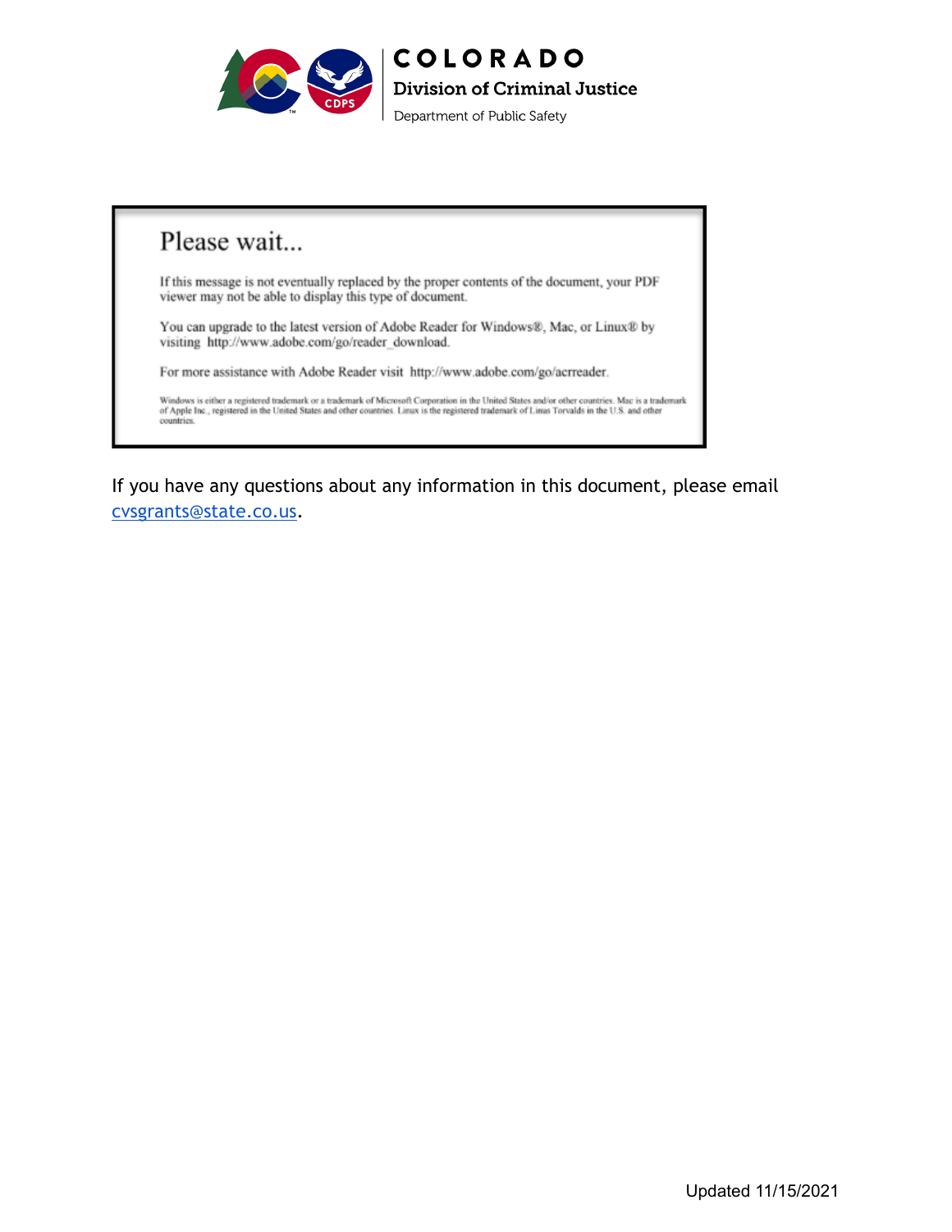# COLORADO

## Division of Criminal Justice

Department of Public Safety

# Please wait...

If this message is not eventually replaced by the proper contents of the document, your PDF viewer may not be able to display this type of document.

You can upgrade to the latest version of Adobe Reader for Windows®, Mac, or Linux® by visiting http://www.adobe.com/go/reader_download.

For more assistance with Adobe Reader visit http://www.adobe.com/go/acrreader.

Windows is either a registered trademark or a trademark of Microsoft Corporation in the United States and/or other countries. Mac is a trademark of Apple Inc., registered in the United States and other countries. Linux is the registered trademark of Linus Torvalds in the U.S. and other countries.

If you have any questions about any information in this document, please email cvsgrants@state.co.us.

Updated 11/15/2021